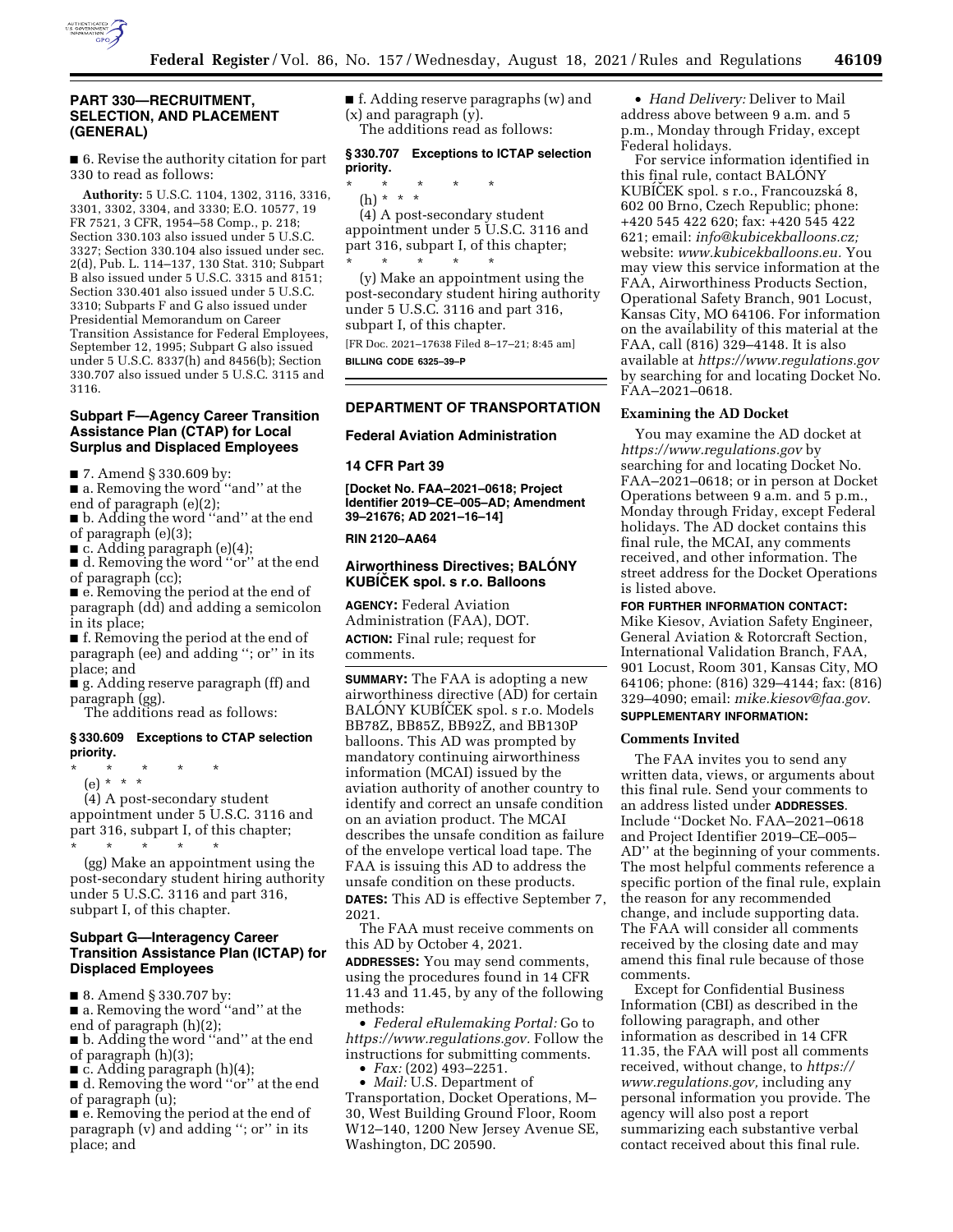## PART 330—RECRUITMENT, SELECTION, AND PLACEMENT (GENERAL)

■ 6. Revise the authority citation for part 330 to read as follows:

**Authority:** 5 U.S.C. 1104, 1302, 3116, 3316, 3301, 3302, 3304, and 3330; E.O. 10577, 19 FR 7521, 3 CFR, 1954–58 Comp., p. 218; Section 330.103 also issued under 5 U.S.C. 3327; Section 330.104 also issued under sec. 2(d), Pub. L. 114–137, 130 Stat. 310; Subpart B also issued under 5 U.S.C. 3315 and 8151; Section 330.401 also issued under 5 U.S.C. 3310; Subparts F and G also issued under Presidential Memorandum on Career Transition Assistance for Federal Employees, September 12, 1995; Subpart G also issued under 5 U.S.C. 8337(h) and 8456(b); Section 330.707 also issued under 5 U.S.C. 3115 and 3116.

### Subpart F—Agency Career Transition Assistance Plan (CTAP) for Local Surplus and Displaced Employees

■ 7. Amend § 330.609 by:

■ a. Removing the word ''and'' at the end of paragraph (e)(2);

■ b. Adding the word ''and'' at the end of paragraph (e)(3);

■ c. Adding paragraph (e)(4);

■ d. Removing the word ''or'' at the end of paragraph (cc);

■ e. Removing the period at the end of paragraph (dd) and adding a semicolon in its place;

■ f. Removing the period at the end of paragraph (ee) and adding ''; or'' in its place; and

■ g. Adding reserve paragraph (ff) and paragraph (gg).

The additions read as follows:

**§ 330.609 Exceptions to CTAP selection priority.**

\* \* \* \* \*

(e) \* \* \*

(4) A post-secondary student appointment under 5 U.S.C. 3116 and part 316, subpart I, of this chapter;

\* \* \* \* \*

(gg) Make an appointment using the post-secondary student hiring authority under 5 U.S.C. 3116 and part 316, subpart I, of this chapter.

### Subpart G—Interagency Career Transition Assistance Plan (ICTAP) for Displaced Employees

■ 8. Amend § 330.707 by:

■ a. Removing the word ''and'' at the end of paragraph (h)(2);

■ b. Adding the word ''and'' at the end of paragraph (h)(3);

■ c. Adding paragraph (h)(4);

■ d. Removing the word ''or'' at the end of paragraph (u);

■ e. Removing the period at the end of paragraph (v) and adding ''; or'' in its place; and

■ f. Adding reserve paragraphs (w) and (x) and paragraph (y).

The additions read as follows:

**§ 330.707 Exceptions to ICTAP selection priority.**

\* \* \* \* \*

(h) \* \* \*

(4) A post-secondary student appointment under 5 U.S.C. 3116 and part 316, subpart I, of this chapter;

\* \* \* \* \*

(y) Make an appointment using the post-secondary student hiring authority under 5 U.S.C. 3116 and part 316, subpart I, of this chapter.

[FR Doc. 2021–17638 Filed 8–17–21; 8:45 am]

**BILLING CODE 6325–39–P**

---

## DEPARTMENT OF TRANSPORTATION

### Federal Aviation Administration

### 14 CFR Part 39

**[Docket No. FAA–2021–0618; Project Identifier 2019–CE–005–AD; Amendment 39–21676; AD 2021–16–14]**

**RIN 2120–AA64**

### Airworthiness Directives; BALÓNY KUBÍČEK spol. s r.o. Balloons

**AGENCY:** Federal Aviation Administration (FAA), DOT.

**ACTION:** Final rule; request for comments.

**SUMMARY:** The FAA is adopting a new airworthiness directive (AD) for certain BALÓNY KUBÍČEK spol. s r.o. Models BB78Z, BB85Z, BB92Z, and BB130P balloons. This AD was prompted by mandatory continuing airworthiness information (MCAI) issued by the aviation authority of another country to identify and correct an unsafe condition on an aviation product. The MCAI describes the unsafe condition as failure of the envelope vertical load tape. The FAA is issuing this AD to address the unsafe condition on these products.

**DATES:** This AD is effective September 7, 2021.

The FAA must receive comments on this AD by October 4, 2021.

**ADDRESSES:** You may send comments, using the procedures found in 14 CFR 11.43 and 11.45, by any of the following methods:

- *Federal eRulemaking Portal:* Go to *https://www.regulations.gov.* Follow the instructions for submitting comments.
- *Fax:* (202) 493–2251.
- *Mail:* U.S. Department of Transportation, Docket Operations, M–30, West Building Ground Floor, Room W12–140, 1200 New Jersey Avenue SE, Washington, DC 20590.
- *Hand Delivery:* Deliver to Mail address above between 9 a.m. and 5 p.m., Monday through Friday, except Federal holidays.

For service information identified in this final rule, contact BALÓNY KUBÍČEK spol. s r.o., Francouzská 8, 602 00 Brno, Czech Republic; phone: +420 545 422 620; fax: +420 545 422 621; email: *info@kubicekballoons.cz;* website: *www.kubicekballoons.eu.* You may view this service information at the FAA, Airworthiness Products Section, Operational Safety Branch, 901 Locust, Kansas City, MO 64106. For information on the availability of this material at the FAA, call (816) 329–4148. It is also available at *https://www.regulations.gov* by searching for and locating Docket No. FAA–2021–0618.

**Examining the AD Docket**

You may examine the AD docket at *https://www.regulations.gov* by searching for and locating Docket No. FAA–2021–0618; or in person at Docket Operations between 9 a.m. and 5 p.m., Monday through Friday, except Federal holidays. The AD docket contains this final rule, the MCAI, any comments received, and other information. The street address for the Docket Operations is listed above.

**FOR FURTHER INFORMATION CONTACT:** Mike Kiesov, Aviation Safety Engineer, General Aviation & Rotorcraft Section, International Validation Branch, FAA, 901 Locust, Room 301, Kansas City, MO 64106; phone: (816) 329–4144; fax: (816) 329–4090; email: *mike.kiesov@faa.gov.*

**SUPPLEMENTARY INFORMATION:**

**Comments Invited**

The FAA invites you to send any written data, views, or arguments about this final rule. Send your comments to an address listed under **ADDRESSES**. Include ''Docket No. FAA–2021–0618 and Project Identifier 2019–CE–005–AD'' at the beginning of your comments. The most helpful comments reference a specific portion of the final rule, explain the reason for any recommended change, and include supporting data. The FAA will consider all comments received by the closing date and may amend this final rule because of those comments.

Except for Confidential Business Information (CBI) as described in the following paragraph, and other information as described in 14 CFR 11.35, the FAA will post all comments received, without change, to *https://www.regulations.gov,* including any personal information you provide. The agency will also post a report summarizing each substantive verbal contact received about this final rule.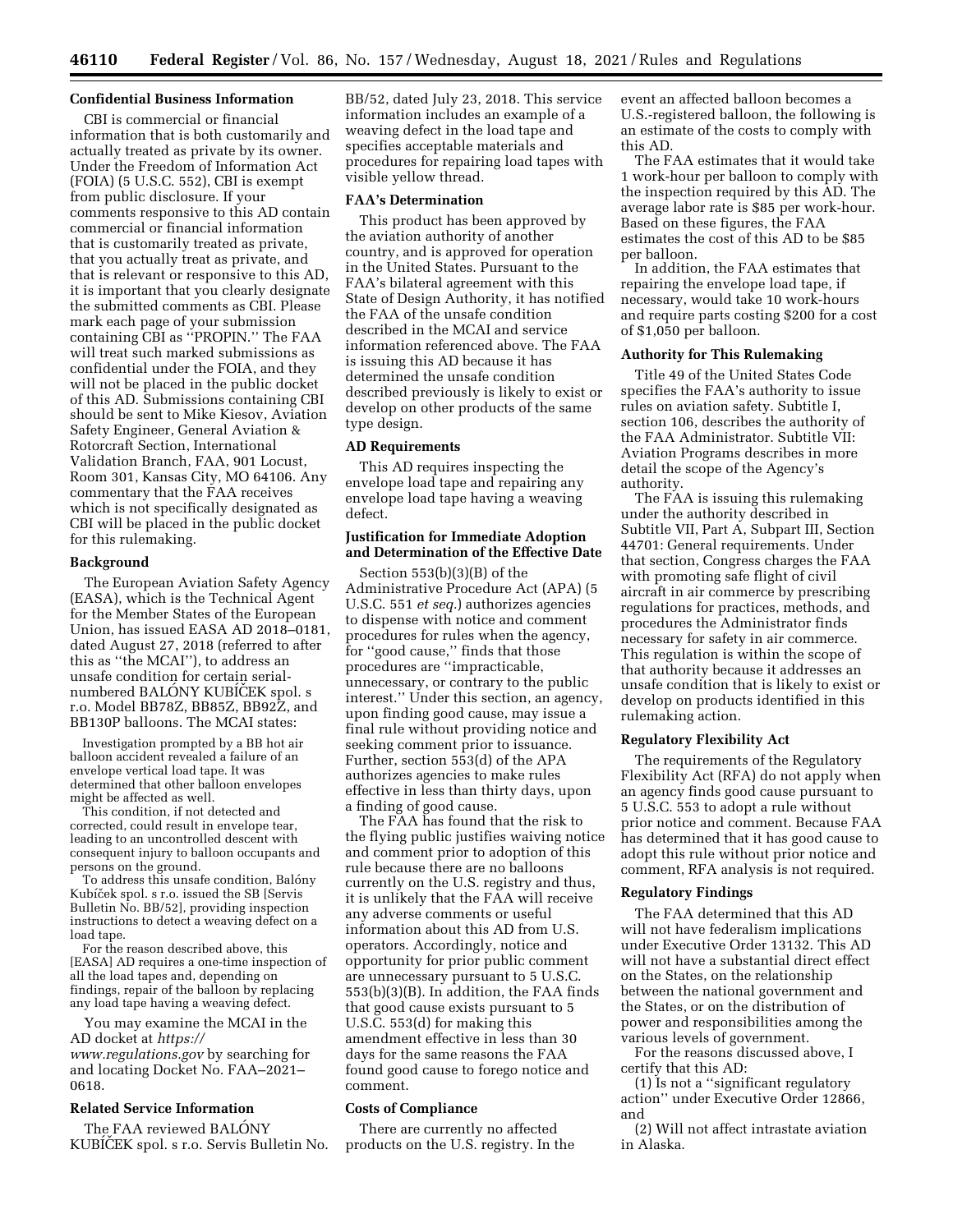### Confidential Business Information

CBI is commercial or financial information that is both customarily and actually treated as private by its owner. Under the Freedom of Information Act (FOIA) (5 U.S.C. 552), CBI is exempt from public disclosure. If your comments responsive to this AD contain commercial or financial information that is customarily treated as private, that you actually treat as private, and that is relevant or responsive to this AD, it is important that you clearly designate the submitted comments as CBI. Please mark each page of your submission containing CBI as ''PROPIN.'' The FAA will treat such marked submissions as confidential under the FOIA, and they will not be placed in the public docket of this AD. Submissions containing CBI should be sent to Mike Kiesov, Aviation Safety Engineer, General Aviation & Rotorcraft Section, International Validation Branch, FAA, 901 Locust, Room 301, Kansas City, MO 64106. Any commentary that the FAA receives which is not specifically designated as CBI will be placed in the public docket for this rulemaking.

### Background

The European Aviation Safety Agency (EASA), which is the Technical Agent for the Member States of the European Union, has issued EASA AD 2018–0181, dated August 27, 2018 (referred to after this as ''the MCAI''), to address an unsafe condition for certain serial-numbered BALÓNY KUBÍČEK spol. s r.o. Model BB78Z, BB85Z, BB92Z, and BB130P balloons. The MCAI states:

> Investigation prompted by a BB hot air balloon accident revealed a failure of an envelope vertical load tape. It was determined that other balloon envelopes might be affected as well.
>
> This condition, if not detected and corrected, could result in envelope tear, leading to an uncontrolled descent with consequent injury to balloon occupants and persons on the ground.
>
> To address this unsafe condition, Balóny Kubíček spol. s r.o. issued the SB [Servis Bulletin No. BB/52], providing inspection instructions to detect a weaving defect on a load tape.
>
> For the reason described above, this [EASA] AD requires a one-time inspection of all the load tapes and, depending on findings, repair of the balloon by replacing any load tape having a weaving defect.

You may examine the MCAI in the AD docket at *https://www.regulations.gov* by searching for and locating Docket No. FAA–2021–0618.

### Related Service Information

The FAA reviewed BALÓNY KUBÍČEK spol. s r.o. Servis Bulletin No. BB/52, dated July 23, 2018. This service information includes an example of a weaving defect in the load tape and specifies acceptable materials and procedures for repairing load tapes with visible yellow thread.

### FAA's Determination

This product has been approved by the aviation authority of another country, and is approved for operation in the United States. Pursuant to the FAA's bilateral agreement with this State of Design Authority, it has notified the FAA of the unsafe condition described in the MCAI and service information referenced above. The FAA is issuing this AD because it has determined the unsafe condition described previously is likely to exist or develop on other products of the same type design.

### AD Requirements

This AD requires inspecting the envelope load tape and repairing any envelope load tape having a weaving defect.

### Justification for Immediate Adoption and Determination of the Effective Date

Section 553(b)(3)(B) of the Administrative Procedure Act (APA) (5 U.S.C. 551 *et seq.*) authorizes agencies to dispense with notice and comment procedures for rules when the agency, for ''good cause,'' finds that those procedures are ''impracticable, unnecessary, or contrary to the public interest.'' Under this section, an agency, upon finding good cause, may issue a final rule without providing notice and seeking comment prior to issuance. Further, section 553(d) of the APA authorizes agencies to make rules effective in less than thirty days, upon a finding of good cause.

The FAA has found that the risk to the flying public justifies waiving notice and comment prior to adoption of this rule because there are no balloons currently on the U.S. registry and thus, it is unlikely that the FAA will receive any adverse comments or useful information about this AD from U.S. operators. Accordingly, notice and opportunity for prior public comment are unnecessary pursuant to 5 U.S.C. 553(b)(3)(B). In addition, the FAA finds that good cause exists pursuant to 5 U.S.C. 553(d) for making this amendment effective in less than 30 days for the same reasons the FAA found good cause to forego notice and comment.

### Costs of Compliance

There are currently no affected products on the U.S. registry. In the event an affected balloon becomes a U.S.-registered balloon, the following is an estimate of the costs to comply with this AD.

The FAA estimates that it would take 1 work-hour per balloon to comply with the inspection required by this AD. The average labor rate is $85 per work-hour. Based on these figures, the FAA estimates the cost of this AD to be $85 per balloon.

In addition, the FAA estimates that repairing the envelope load tape, if necessary, would take 10 work-hours and require parts costing $200 for a cost of $1,050 per balloon.

### Authority for This Rulemaking

Title 49 of the United States Code specifies the FAA's authority to issue rules on aviation safety. Subtitle I, section 106, describes the authority of the FAA Administrator. Subtitle VII: Aviation Programs describes in more detail the scope of the Agency's authority.

The FAA is issuing this rulemaking under the authority described in Subtitle VII, Part A, Subpart III, Section 44701: General requirements. Under that section, Congress charges the FAA with promoting safe flight of civil aircraft in air commerce by prescribing regulations for practices, methods, and procedures the Administrator finds necessary for safety in air commerce. This regulation is within the scope of that authority because it addresses an unsafe condition that is likely to exist or develop on products identified in this rulemaking action.

### Regulatory Flexibility Act

The requirements of the Regulatory Flexibility Act (RFA) do not apply when an agency finds good cause pursuant to 5 U.S.C. 553 to adopt a rule without prior notice and comment. Because FAA has determined that it has good cause to adopt this rule without prior notice and comment, RFA analysis is not required.

### Regulatory Findings

The FAA determined that this AD will not have federalism implications under Executive Order 13132. This AD will not have a substantial direct effect on the States, on the relationship between the national government and the States, or on the distribution of power and responsibilities among the various levels of government.

For the reasons discussed above, I certify that this AD:

(1) Is not a ''significant regulatory action'' under Executive Order 12866, and

(2) Will not affect intrastate aviation in Alaska.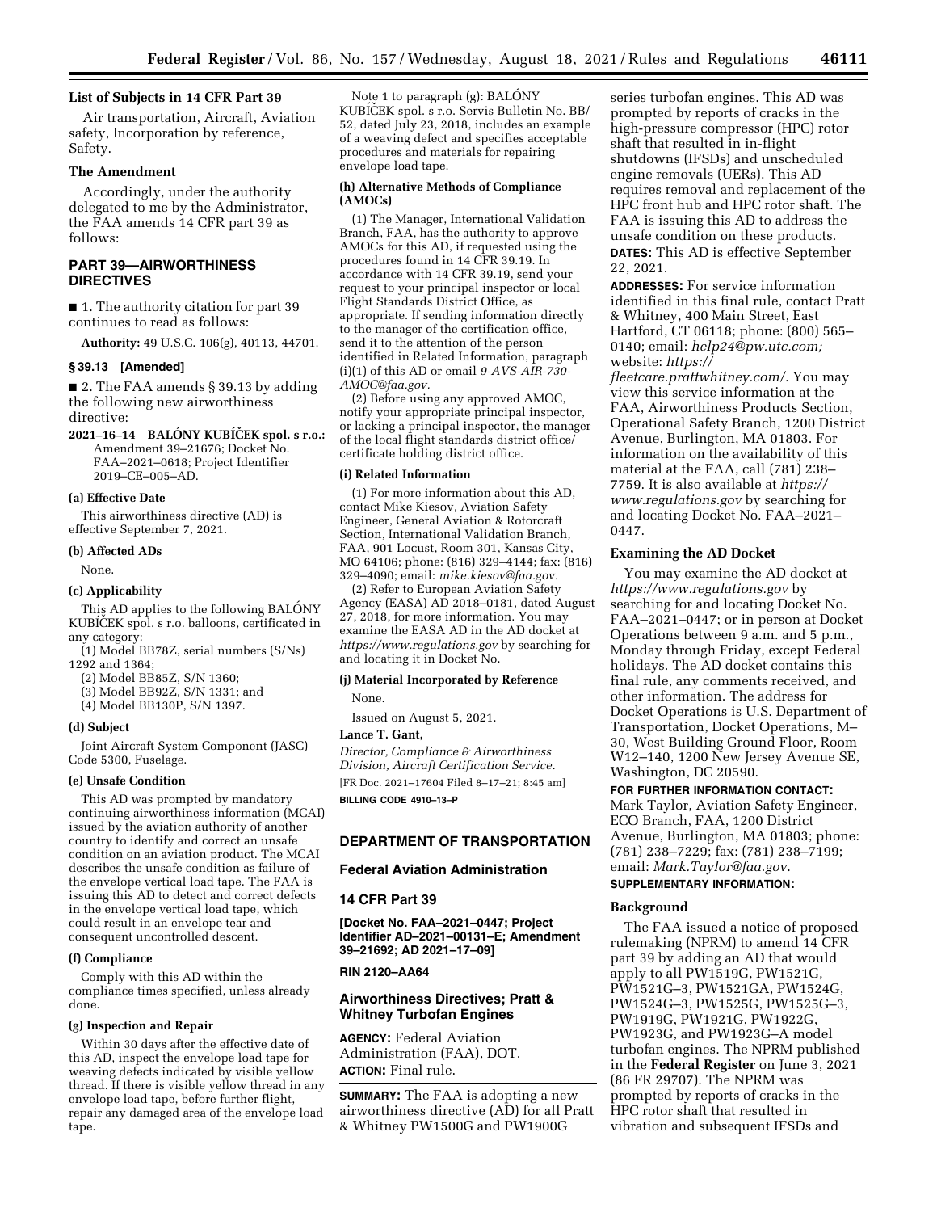### List of Subjects in 14 CFR Part 39

Air transportation, Aircraft, Aviation safety, Incorporation by reference, Safety.

### The Amendment

Accordingly, under the authority delegated to me by the Administrator, the FAA amends 14 CFR part 39 as follows:

## PART 39—AIRWORTHINESS DIRECTIVES

■ 1. The authority citation for part 39 continues to read as follows:

**Authority:** 49 U.S.C. 106(g), 40113, 44701.

### § 39.13 [Amended]

■ 2. The FAA amends § 39.13 by adding the following new airworthiness directive:

**2021–16–14 BALÓNY KUBÍČEK spol. s r.o.:** Amendment 39–21676; Docket No. FAA–2021–0618; Project Identifier 2019–CE–005–AD.

#### (a) Effective Date

This airworthiness directive (AD) is effective September 7, 2021.

#### (b) Affected ADs

None.

#### (c) Applicability

This AD applies to the following BALÓNY KUBÍČEK spol. s r.o. balloons, certificated in any category:

(1) Model BB78Z, serial numbers (S/Ns) 1292 and 1364;

(2) Model BB85Z, S/N 1360;

(3) Model BB92Z, S/N 1331; and

(4) Model BB130P, S/N 1397.

#### (d) Subject

Joint Aircraft System Component (JASC) Code 5300, Fuselage.

#### (e) Unsafe Condition

This AD was prompted by mandatory continuing airworthiness information (MCAI) issued by the aviation authority of another country to identify and correct an unsafe condition on an aviation product. The MCAI describes the unsafe condition as failure of the envelope vertical load tape. The FAA is issuing this AD to detect and correct defects in the envelope vertical load tape, which could result in an envelope tear and consequent uncontrolled descent.

#### (f) Compliance

Comply with this AD within the compliance times specified, unless already done.

#### (g) Inspection and Repair

Within 30 days after the effective date of this AD, inspect the envelope load tape for weaving defects indicated by visible yellow thread. If there is visible yellow thread in any envelope load tape, before further flight, repair any damaged area of the envelope load tape.

Note 1 to paragraph (g): BALÓNY KUBÍČEK spol. s r.o. Servis Bulletin No. BB/52, dated July 23, 2018, includes an example of a weaving defect and specifies acceptable procedures and materials for repairing envelope load tape.

#### (h) Alternative Methods of Compliance (AMOCs)

(1) The Manager, International Validation Branch, FAA, has the authority to approve AMOCs for this AD, if requested using the procedures found in 14 CFR 39.19. In accordance with 14 CFR 39.19, send your request to your principal inspector or local Flight Standards District Office, as appropriate. If sending information directly to the manager of the certification office, send it to the attention of the person identified in Related Information, paragraph (i)(1) of this AD or email *9-AVS-AIR-730-AMOC@faa.gov.*

(2) Before using any approved AMOC, notify your appropriate principal inspector, or lacking a principal inspector, the manager of the local flight standards district office/certificate holding district office.

#### (i) Related Information

(1) For more information about this AD, contact Mike Kiesov, Aviation Safety Engineer, General Aviation & Rotorcraft Section, International Validation Branch, FAA, 901 Locust, Room 301, Kansas City, MO 64106; phone: (816) 329–4144; fax: (816) 329–4090; email: *mike.kiesov@faa.gov.*

(2) Refer to European Aviation Safety Agency (EASA) AD 2018–0181, dated August 27, 2018, for more information. You may examine the EASA AD in the AD docket at *https://www.regulations.gov* by searching for and locating it in Docket No.

#### (j) Material Incorporated by Reference

None.

Issued on August 5, 2021.

**Lance T. Gant,**

*Director, Compliance & Airworthiness Division, Aircraft Certification Service.*

[FR Doc. 2021–17604 Filed 8–17–21; 8:45 am]

**BILLING CODE 4910–13–P**

---

## DEPARTMENT OF TRANSPORTATION

## Federal Aviation Administration

## 14 CFR Part 39

**[Docket No. FAA–2021–0447; Project Identifier AD–2021–00131–E; Amendment 39–21692; AD 2021–17–09]**

**RIN 2120–AA64**

## Airworthiness Directives; Pratt & Whitney Turbofan Engines

**AGENCY:** Federal Aviation Administration (FAA), DOT.

**ACTION:** Final rule.

**SUMMARY:** The FAA is adopting a new airworthiness directive (AD) for all Pratt & Whitney PW1500G and PW1900G series turbofan engines. This AD was prompted by reports of cracks in the high-pressure compressor (HPC) rotor shaft that resulted in in-flight shutdowns (IFSDs) and unscheduled engine removals (UERs). This AD requires removal and replacement of the HPC front hub and HPC rotor shaft. The FAA is issuing this AD to address the unsafe condition on these products.

**DATES:** This AD is effective September 22, 2021.

**ADDRESSES:** For service information identified in this final rule, contact Pratt & Whitney, 400 Main Street, East Hartford, CT 06118; phone: (800) 565–0140; email: *help24@pw.utc.com;* website: *https://fleetcare.prattwhitney.com/.* You may view this service information at the FAA, Airworthiness Products Section, Operational Safety Branch, 1200 District Avenue, Burlington, MA 01803. For information on the availability of this material at the FAA, call (781) 238–7759. It is also available at *https://www.regulations.gov* by searching for and locating Docket No. FAA–2021–0447.

### Examining the AD Docket

You may examine the AD docket at *https://www.regulations.gov* by searching for and locating Docket No. FAA–2021–0447; or in person at Docket Operations between 9 a.m. and 5 p.m., Monday through Friday, except Federal holidays. The AD docket contains this final rule, any comments received, and other information. The address for Docket Operations is U.S. Department of Transportation, Docket Operations, M–30, West Building Ground Floor, Room W12–140, 1200 New Jersey Avenue SE, Washington, DC 20590.

**FOR FURTHER INFORMATION CONTACT:** Mark Taylor, Aviation Safety Engineer, ECO Branch, FAA, 1200 District Avenue, Burlington, MA 01803; phone: (781) 238–7229; fax: (781) 238–7199; email: *Mark.Taylor@faa.gov.*

**SUPPLEMENTARY INFORMATION:**

### Background

The FAA issued a notice of proposed rulemaking (NPRM) to amend 14 CFR part 39 by adding an AD that would apply to all PW1519G, PW1521G, PW1521G–3, PW1521GA, PW1524G, PW1524G–3, PW1525G, PW1525G–3, PW1919G, PW1921G, PW1922G, PW1923G, and PW1923G–A model turbofan engines. The NPRM published in the **Federal Register** on June 3, 2021 (86 FR 29707). The NPRM was prompted by reports of cracks in the HPC rotor shaft that resulted in vibration and subsequent IFSDs and